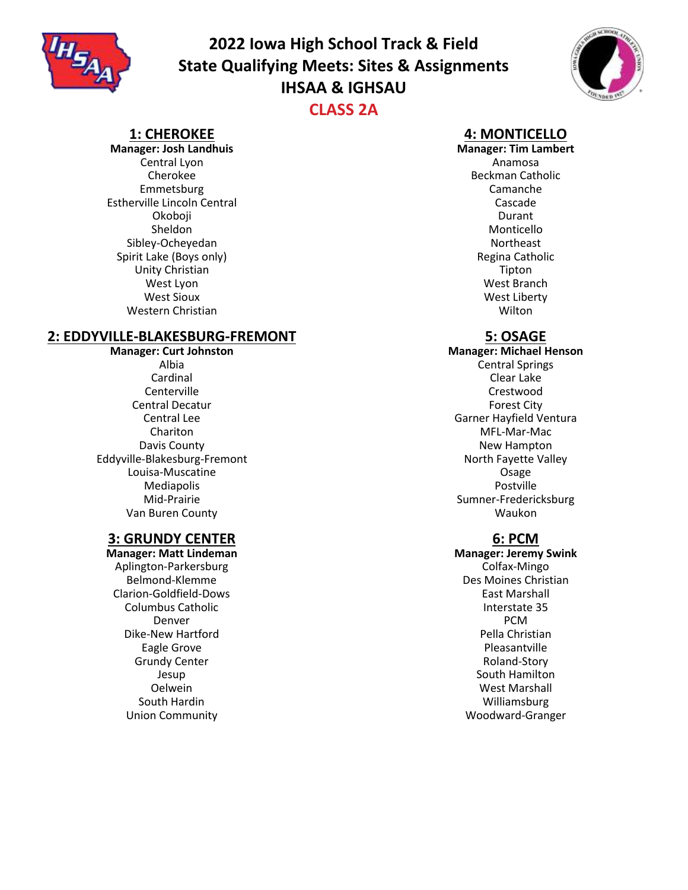# 2022 Iowa High School Track & Field
# State Qualifying Meets: Sites & Assignments
# IHSAA & IGHSAU
## CLASS 2A

### 1: CHEROKEE
**Manager: Josh Landhuis**

Central Lyon
Cherokee
Emmetsburg
Estherville Lincoln Central
Okoboji
Sheldon
Sibley-Ocheyedan
Spirit Lake (Boys only)
Unity Christian
West Lyon
West Sioux
Western Christian

### 2: EDDYVILLE-BLAKESBURG-FREMONT
**Manager: Curt Johnston**

Albia
Cardinal
Centerville
Central Decatur
Central Lee
Chariton
Davis County
Eddyville-Blakesburg-Fremont
Louisa-Muscatine
Mediapolis
Mid-Prairie
Van Buren County

### 3: GRUNDY CENTER
**Manager: Matt Lindeman**

Aplington-Parkersburg
Belmond-Klemme
Clarion-Goldfield-Dows
Columbus Catholic
Denver
Dike-New Hartford
Eagle Grove
Grundy Center
Jesup
Oelwein
South Hardin
Union Community

### 4: MONTICELLO
**Manager: Tim Lambert**

Anamosa
Beckman Catholic
Camanche
Cascade
Durant
Monticello
Northeast
Regina Catholic
Tipton
West Branch
West Liberty
Wilton

### 5: OSAGE
**Manager: Michael Henson**

Central Springs
Clear Lake
Crestwood
Forest City
Garner Hayfield Ventura
MFL-Mar-Mac
New Hampton
North Fayette Valley
Osage
Postville
Sumner-Fredericksburg
Waukon

### 6: PCM
**Manager: Jeremy Swink**

Colfax-Mingo
Des Moines Christian
East Marshall
Interstate 35
PCM
Pella Christian
Pleasantville
Roland-Story
South Hamilton
West Marshall
Williamsburg
Woodward-Granger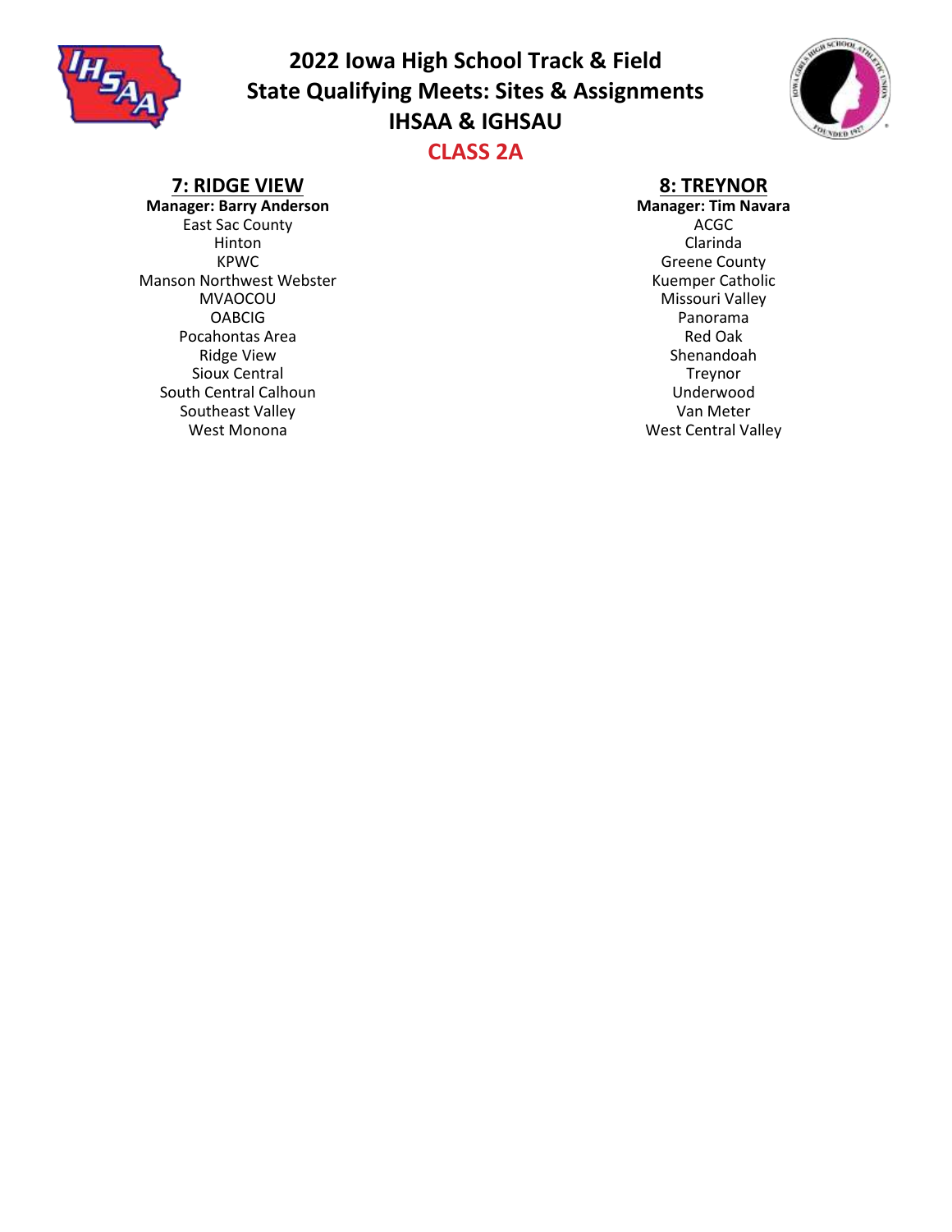# 2022 Iowa High School Track & Field State Qualifying Meets: Sites & Assignments IHSAA & IGHSAU

## CLASS 2A

### 7: RIDGE VIEW

**Manager: Barry Anderson**

East Sac County
Hinton
KPWC
Manson Northwest Webster
MVAOCOU
OABCIG
Pocahontas Area
Ridge View
Sioux Central
South Central Calhoun
Southeast Valley
West Monona

### 8: TREYNOR

**Manager: Tim Navara**

ACGC
Clarinda
Greene County
Kuemper Catholic
Missouri Valley
Panorama
Red Oak
Shenandoah
Treynor
Underwood
Van Meter
West Central Valley